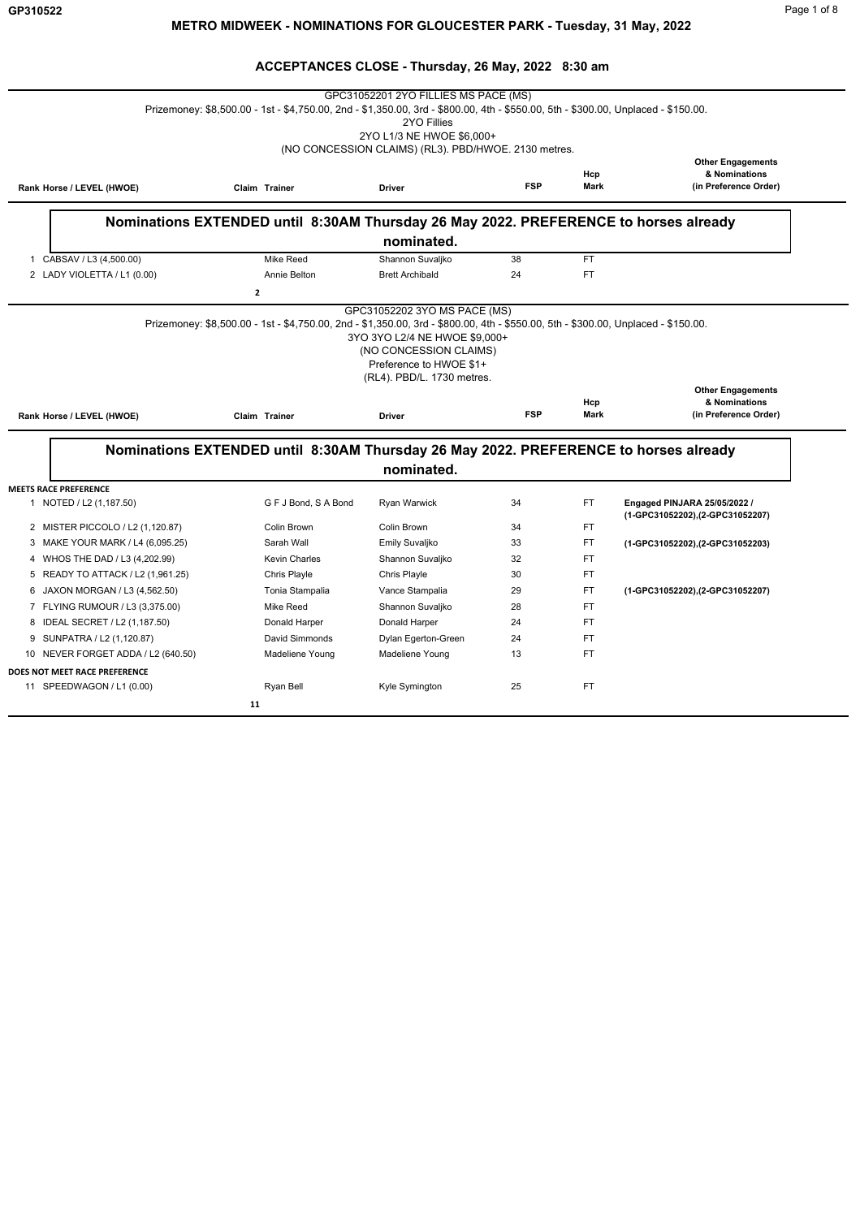# METRO MIDWEEK - NOMINATIONS FOR GLOUCESTER PARK - Tuesday, 31 May, 2022

## ACCEPTANCES CLOSE - Thursday, 26 May, 2022 8:30 am

### GPC31052201 2YO FILLIES MS PACE (MS)

Prizemoney: $8,500.00 - 1st - $4,750.00, 2nd - $1,350.00, 3rd - $800.00, 4th - $550.00, 5th - $300.00, Unplaced - $150.00.
2YO Fillies
2YO L1/3 NE HWOE $6,000+
(NO CONCESSION CLAIMS) (RL3). PBD/HWOE. 2130 metres.

**Nominations EXTENDED until 8:30AM Thursday 26 May 2022. PREFERENCE to horses already nominated.**

| Rank | Horse / LEVEL (HWOE) | Claim | Trainer | Driver | FSP | Hcp Mark | Other Engagements & Nominations (in Preference Order) |
|---|---|---|---|---|---|---|---|
| 1 | CABSAV / L3 (4,500.00) | | Mike Reed | Shannon Suvaljko | 38 | FT | |
| 2 | LADY VIOLETTA / L1 (0.00) | | Annie Belton | Brett Archibald | 24 | FT | |

2

### GPC31052202 3YO MS PACE (MS)

Prizemoney: $8,500.00 - 1st - $4,750.00, 2nd - $1,350.00, 3rd - $800.00, 4th - $550.00, 5th - $300.00, Unplaced - $150.00.
3YO 3YO L2/4 NE HWOE $9,000+
(NO CONCESSION CLAIMS)
Preference to HWOE $1+
(RL4). PBD/L. 1730 metres.

**Nominations EXTENDED until 8:30AM Thursday 26 May 2022. PREFERENCE to horses already nominated.**

| Rank | Horse / LEVEL (HWOE) | Claim | Trainer | Driver | FSP | Hcp Mark | Other Engagements & Nominations (in Preference Order) |
|---|---|---|---|---|---|---|---|
| **MEETS RACE PREFERENCE** | | | | | | | |
| 1 | NOTED / L2 (1,187.50) | | G F J Bond, S A Bond | Ryan Warwick | 34 | FT | **Engaged PINJARA 25/05/2022 / (1-GPC31052202),(2-GPC31052207)** |
| 2 | MISTER PICCOLO / L2 (1,120.87) | | Colin Brown | Colin Brown | 34 | FT | |
| 3 | MAKE YOUR MARK / L4 (6,095.25) | | Sarah Wall | Emily Suvaljko | 33 | FT | **(1-GPC31052202),(2-GPC31052203)** |
| 4 | WHOS THE DAD / L3 (4,202.99) | | Kevin Charles | Shannon Suvaljko | 32 | FT | |
| 5 | READY TO ATTACK / L2 (1,961.25) | | Chris Playle | Chris Playle | 30 | FT | |
| 6 | JAXON MORGAN / L3 (4,562.50) | | Tonia Stampalia | Vance Stampalia | 29 | FT | **(1-GPC31052202),(2-GPC31052207)** |
| 7 | FLYING RUMOUR / L3 (3,375.00) | | Mike Reed | Shannon Suvaljko | 28 | FT | |
| 8 | IDEAL SECRET / L2 (1,187.50) | | Donald Harper | Donald Harper | 24 | FT | |
| 9 | SUNPATRA / L2 (1,120.87) | | David Simmonds | Dylan Egerton-Green | 24 | FT | |
| 10 | NEVER FORGET ADDA / L2 (640.50) | | Madeliene Young | Madeliene Young | 13 | FT | |
| **DOES NOT MEET RACE PREFERENCE** | | | | | | | |
| 11 | SPEEDWAGON / L1 (0.00) | | Ryan Bell | Kyle Symington | 25 | FT | |

11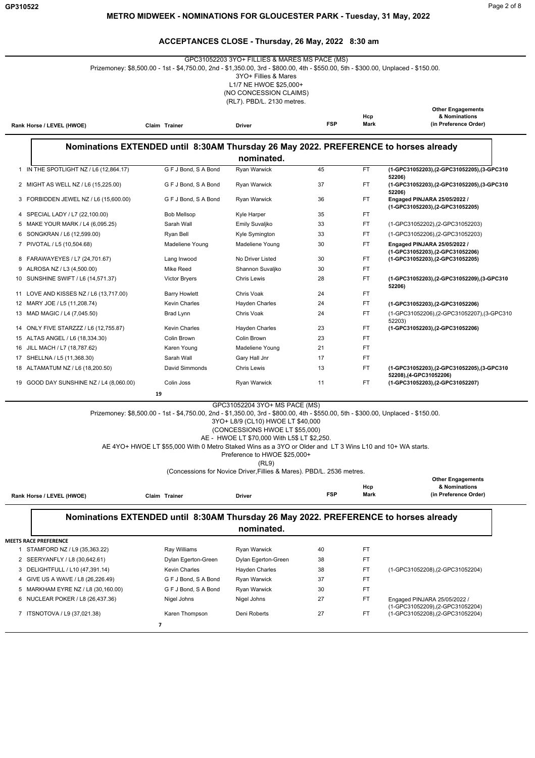**METRO MIDWEEK - NOMINATIONS FOR GLOUCESTER PARK - Tuesday, 31 May, 2022**

## ACCEPTANCES CLOSE - Thursday, 26 May, 2022 8:30 am

### GPC31052203 3YO+ FILLIES & MARES MS PACE (MS)

Prizemoney: $8,500.00 - 1st - $4,750.00, 2nd - $1,350.00, 3rd - $800.00, 4th - $550.00, 5th - $300.00, Unplaced - $150.00.

3YO+ Fillies & Mares
L1/7 NE HWOE $25,000+
(NO CONCESSION CLAIMS)
(RL7). PBD/L. 2130 metres.

**Nominations EXTENDED until 8:30AM Thursday 26 May 2022. PREFERENCE to horses already nominated.**

| Rank | Horse / LEVEL (HWOE) | Claim | Trainer | Driver | FSP | Hcp Mark | Other Engagements & Nominations (in Preference Order) |
|---|---|---|---|---|---|---|---|
| 1 | IN THE SPOTLIGHT NZ / L6 (12,864.17) | | G F J Bond, S A Bond | Ryan Warwick | 45 | FT | **(1-GPC31052203),(2-GPC31052205),(3-GPC31052206)** |
| 2 | MIGHT AS WELL NZ / L6 (15,225.00) | | G F J Bond, S A Bond | Ryan Warwick | 37 | FT | **(1-GPC31052203),(2-GPC31052205),(3-GPC31052206)** |
| 3 | FORBIDDEN JEWEL NZ / L6 (15,600.00) | | G F J Bond, S A Bond | Ryan Warwick | 36 | FT | **Engaged PINJARA 25/05/2022 / (1-GPC31052203),(2-GPC31052205)** |
| 4 | SPECIAL LADY / L7 (22,100.00) | | Bob Mellsop | Kyle Harper | 35 | FT | |
| 5 | MAKE YOUR MARK / L4 (6,095.25) | | Sarah Wall | Emily Suvaljko | 33 | FT | (1-GPC31052202),(2-GPC31052203) |
| 6 | SONGKRAN / L6 (12,599.00) | | Ryan Bell | Kyle Symington | 33 | FT | (1-GPC31052206),(2-GPC31052203) |
| 7 | PIVOTAL / L5 (10,504.68) | | Madeliene Young | Madeliene Young | 30 | FT | **Engaged PINJARA 25/05/2022 / (1-GPC31052203),(2-GPC31052206)** |
| 8 | FARAWAYEYES / L7 (24,701.67) | | Lang Inwood | No Driver Listed | 30 | FT | **(1-GPC31052203),(2-GPC31052205)** |
| 9 | ALROSA NZ / L3 (4,500.00) | | Mike Reed | Shannon Suvaljko | 30 | FT | |
| 10 | SUNSHINE SWIFT / L6 (14,571.37) | | Victor Bryers | Chris Lewis | 28 | FT | **(1-GPC31052203),(2-GPC31052209),(3-GPC31052206)** |
| 11 | LOVE AND KISSES NZ / L6 (13,717.00) | | Barry Howlett | Chris Voak | 24 | FT | |
| 12 | MARY JOE / L5 (11,208.74) | | Kevin Charles | Hayden Charles | 24 | FT | **(1-GPC31052203),(2-GPC31052206)** |
| 13 | MAD MAGIC / L4 (7,045.50) | | Brad Lynn | Chris Voak | 24 | FT | (1-GPC31052206),(2-GPC31052207),(3-GPC31052203) |
| 14 | ONLY FIVE STARZZZ / L6 (12,755.87) | | Kevin Charles | Hayden Charles | 23 | FT | **(1-GPC31052203),(2-GPC31052206)** |
| 15 | ALTAS ANGEL / L6 (18,334.30) | | Colin Brown | Colin Brown | 23 | FT | |
| 16 | JILL MACH / L7 (18,787.62) | | Karen Young | Madeliene Young | 21 | FT | |
| 17 | SHELLNA / L5 (11,368.30) | | Sarah Wall | Gary Hall Jnr | 17 | FT | |
| 18 | ALTAMATUM NZ / L6 (18,200.50) | | David Simmonds | Chris Lewis | 13 | FT | **(1-GPC31052203),(2-GPC31052205),(3-GPC31052208),(4-GPC31052206)** |
| 19 | GOOD DAY SUNSHINE NZ / L4 (8,060.00) | | Colin Joss | Ryan Warwick | 11 | FT | **(1-GPC31052203),(2-GPC31052207)** |

19

### GPC31052204 3YO+ MS PACE (MS)

Prizemoney: $8,500.00 - 1st - $4,750.00, 2nd - $1,350.00, 3rd - $800.00, 4th - $550.00, 5th - $300.00, Unplaced - $150.00.

3YO+ L8/9 (CL10) HWOE LT $40,000
(CONCESSIONS HWOE LT $55,000)
AE - HWOE LT $70,000 With L5$ LT $2,250.
AE 4YO+ HWOE LT $55,000 With 0 Metro Staked Wins as a 3YO or Older and LT 3 Wins L10 and 10+ WA starts.
Preference to HWOE $25,000+
(RL9)
(Concessions for Novice Driver,Fillies & Mares). PBD/L. 2536 metres.

**Nominations EXTENDED until 8:30AM Thursday 26 May 2022. PREFERENCE to horses already nominated.**

**MEETS RACE PREFERENCE**

| Rank | Horse / LEVEL (HWOE) | Claim | Trainer | Driver | FSP | Hcp Mark | Other Engagements & Nominations (in Preference Order) |
|---|---|---|---|---|---|---|---|
| 1 | STAMFORD NZ / L9 (35,363.22) | | Ray Williams | Ryan Warwick | 40 | FT | |
| 2 | SEERYANFLY / L8 (30,642.61) | | Dylan Egerton-Green | Dylan Egerton-Green | 38 | FT | |
| 3 | DELIGHTFULL / L10 (47,391.14) | | Kevin Charles | Hayden Charles | 38 | FT | (1-GPC31052208),(2-GPC31052204) |
| 4 | GIVE US A WAVE / L8 (26,226.49) | | G F J Bond, S A Bond | Ryan Warwick | 37 | FT | |
| 5 | MARKHAM EYRE NZ / L8 (30,160.00) | | G F J Bond, S A Bond | Ryan Warwick | 30 | FT | |
| 6 | NUCLEAR POKER / L8 (26,437.36) | | Nigel Johns | Nigel Johns | 27 | FT | Engaged PINJARA 25/05/2022 / (1-GPC31052209),(2-GPC31052204) |
| 7 | ITSNOTOVA / L9 (37,021.38) | | Karen Thompson | Deni Roberts | 27 | FT | (1-GPC31052208),(2-GPC31052204) |

7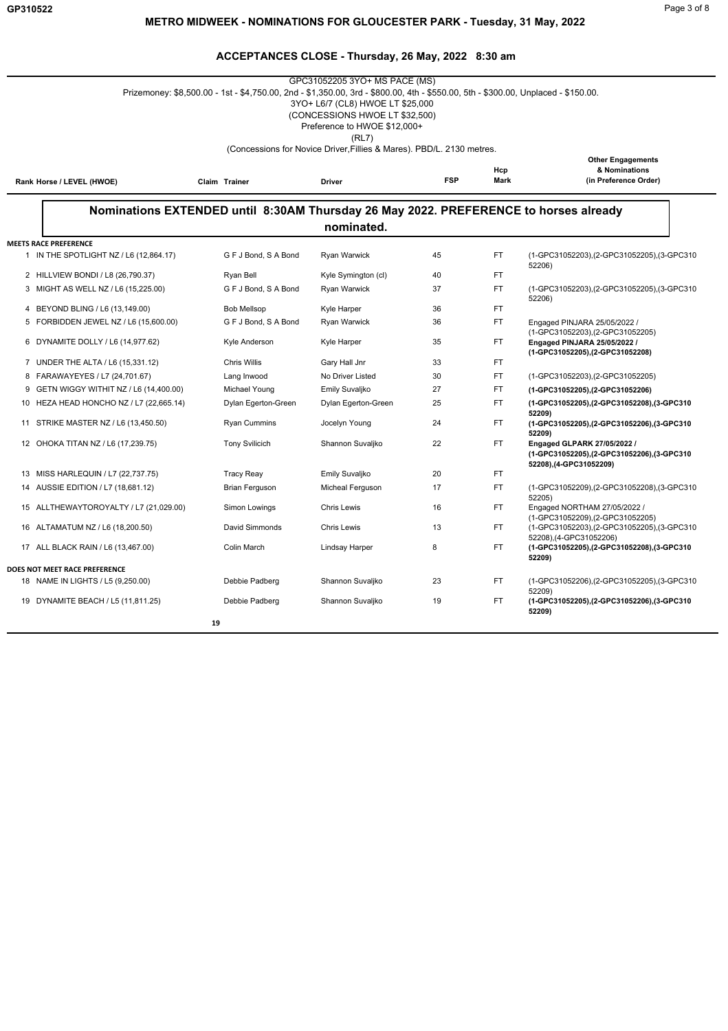# METRO MIDWEEK - NOMINATIONS FOR GLOUCESTER PARK - Tuesday, 31 May, 2022

## ACCEPTANCES CLOSE - Thursday, 26 May, 2022 8:30 am

GPC31052205 3YO+ MS PACE (MS)
Prizemoney: $8,500.00 - 1st - $4,750.00, 2nd - $1,350.00, 3rd - $800.00, 4th - $550.00, 5th - $300.00, Unplaced - $150.00.
3YO+ L6/7 (CL8) HWOE LT $25,000
(CONCESSIONS HWOE LT $32,500)
Preference to HWOE $12,000+
(RL7)
(Concessions for Novice Driver,Fillies & Mares). PBD/L. 2130 metres.

**Nominations EXTENDED until 8:30AM Thursday 26 May 2022. PREFERENCE to horses already nominated.**

| Rank | Horse / LEVEL (HWOE) | Claim | Trainer | Driver | FSP | Hcp Mark | Other Engagements & Nominations (in Preference Order) |
|---|---|---|---|---|---|---|---|
| **MEETS RACE PREFERENCE** | | | | | | | |
| 1 | IN THE SPOTLIGHT NZ / L6 (12,864.17) | | G F J Bond, S A Bond | Ryan Warwick | 45 | FT | (1-GPC31052203),(2-GPC31052205),(3-GPC31052206) |
| 2 | HILLVIEW BONDI / L8 (26,790.37) | | Ryan Bell | Kyle Symington (cl) | 40 | FT | |
| 3 | MIGHT AS WELL NZ / L6 (15,225.00) | | G F J Bond, S A Bond | Ryan Warwick | 37 | FT | (1-GPC31052203),(2-GPC31052205),(3-GPC31052206) |
| 4 | BEYOND BLING / L6 (13,149.00) | | Bob Mellsop | Kyle Harper | 36 | FT | |
| 5 | FORBIDDEN JEWEL NZ / L6 (15,600.00) | | G F J Bond, S A Bond | Ryan Warwick | 36 | FT | Engaged PINJARA 25/05/2022 / (1-GPC31052203),(2-GPC31052205) |
| 6 | DYNAMITE DOLLY / L6 (14,977.62) | | Kyle Anderson | Kyle Harper | 35 | FT | **Engaged PINJARA 25/05/2022 / (1-GPC31052205),(2-GPC31052208)** |
| 7 | UNDER THE ALTA / L6 (15,331.12) | | Chris Willis | Gary Hall Jnr | 33 | FT | |
| 8 | FARAWAYEYES / L7 (24,701.67) | | Lang Inwood | No Driver Listed | 30 | FT | (1-GPC31052203),(2-GPC31052205) |
| 9 | GETN WIGGY WITHIT NZ / L6 (14,400.00) | | Michael Young | Emily Suvaljko | 27 | FT | **(1-GPC31052205),(2-GPC31052206)** |
| 10 | HEZA HEAD HONCHO NZ / L7 (22,665.14) | | Dylan Egerton-Green | Dylan Egerton-Green | 25 | FT | **(1-GPC31052205),(2-GPC31052208),(3-GPC31052209)** |
| 11 | STRIKE MASTER NZ / L6 (13,450.50) | | Ryan Cummins | Jocelyn Young | 24 | FT | **(1-GPC31052205),(2-GPC31052206),(3-GPC31052209)** |
| 12 | OHOKA TITAN NZ / L6 (17,239.75) | | Tony Svilicich | Shannon Suvaljko | 22 | FT | **Engaged GLPARK 27/05/2022 / (1-GPC31052205),(2-GPC31052206),(3-GPC31052208),(4-GPC31052209)** |
| 13 | MISS HARLEQUIN / L7 (22,737.75) | | Tracy Reay | Emily Suvaljko | 20 | FT | |
| 14 | AUSSIE EDITION / L7 (18,681.12) | | Brian Ferguson | Micheal Ferguson | 17 | FT | (1-GPC31052209),(2-GPC31052208),(3-GPC31052205) |
| 15 | ALLTHEWAYTOROYALTY / L7 (21,029.00) | | Simon Lowings | Chris Lewis | 16 | FT | Engaged NORTHAM 27/05/2022 / (1-GPC31052209),(2-GPC31052205) |
| 16 | ALTAMATUM NZ / L6 (18,200.50) | | David Simmonds | Chris Lewis | 13 | FT | (1-GPC31052203),(2-GPC31052205),(3-GPC31052208),(4-GPC31052206) |
| 17 | ALL BLACK RAIN / L6 (13,467.00) | | Colin March | Lindsay Harper | 8 | FT | **(1-GPC31052205),(2-GPC31052208),(3-GPC31052209)** |
| **DOES NOT MEET RACE PREFERENCE** | | | | | | | |
| 18 | NAME IN LIGHTS / L5 (9,250.00) | | Debbie Padberg | Shannon Suvaljko | 23 | FT | (1-GPC31052206),(2-GPC31052205),(3-GPC31052209) |
| 19 | DYNAMITE BEACH / L5 (11,811.25) | | Debbie Padberg | Shannon Suvaljko | 19 | FT | **(1-GPC31052205),(2-GPC31052206),(3-GPC31052209)** |

19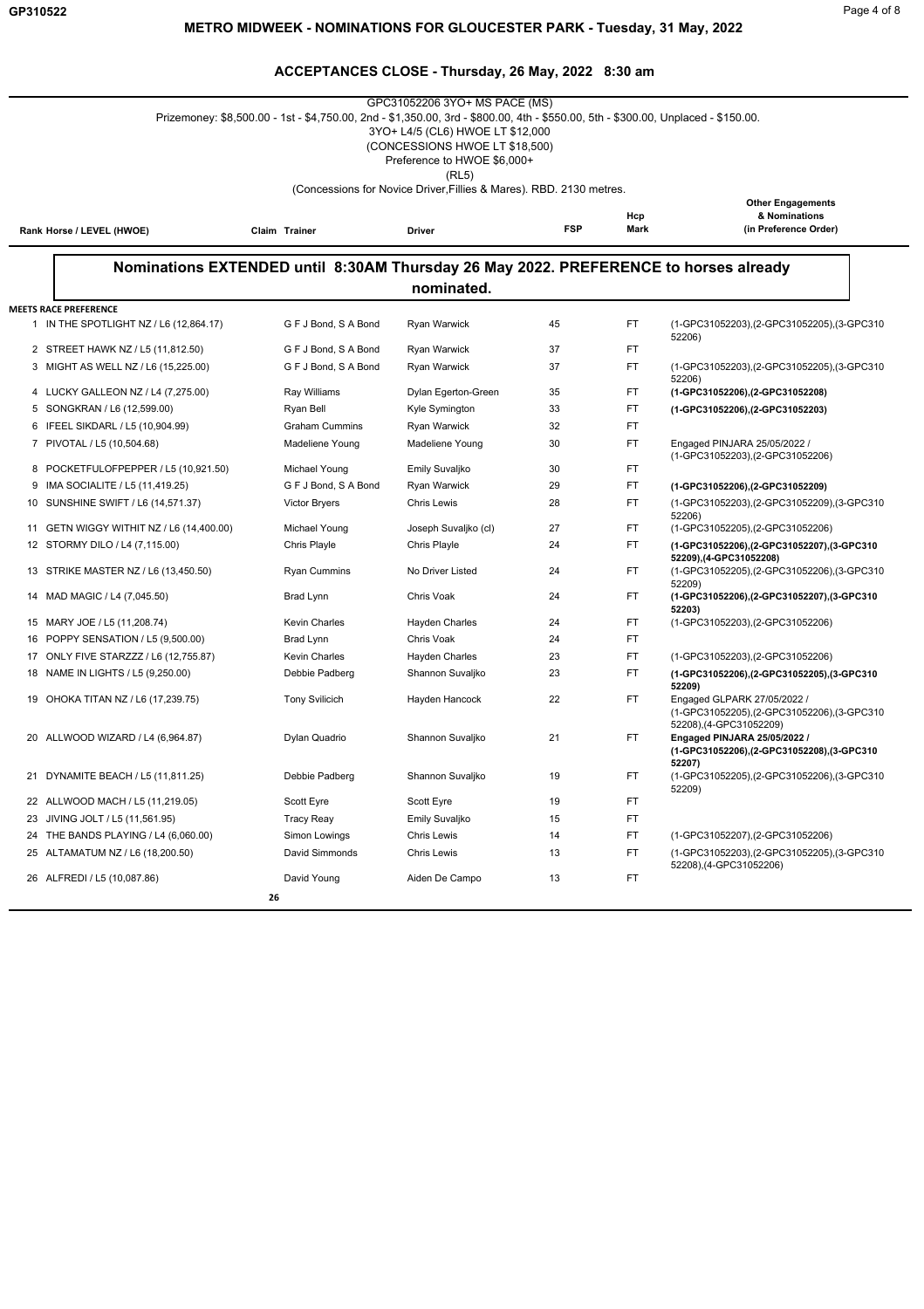## METRO MIDWEEK - NOMINATIONS FOR GLOUCESTER PARK - Tuesday, 31 May, 2022

### ACCEPTANCES CLOSE - Thursday, 26 May, 2022 8:30 am

GPC31052206 3YO+ MS PACE (MS)
Prizemoney: $8,500.00 - 1st - $4,750.00, 2nd - $1,350.00, 3rd - $800.00, 4th - $550.00, 5th - $300.00, Unplaced - $150.00.
3YO+ L4/5 (CL6) HWOE LT $12,000
(CONCESSIONS HWOE LT $18,500)
Preference to HWOE $6,000+
(RL5)
(Concessions for Novice Driver,Fillies & Mares). RBD. 2130 metres.

**Nominations EXTENDED until 8:30AM Thursday 26 May 2022. PREFERENCE to horses already nominated.**

**MEETS RACE PREFERENCE**

| Rank | Horse / LEVEL (HWOE) | Claim | Trainer | Driver | FSP | Hcp Mark | Other Engagements & Nominations (in Preference Order) |
|---|---|---|---|---|---|---|---|
| 1 | IN THE SPOTLIGHT NZ / L6 (12,864.17) | | G F J Bond, S A Bond | Ryan Warwick | 45 | FT | (1-GPC31052203),(2-GPC31052205),(3-GPC31052206) |
| 2 | STREET HAWK NZ / L5 (11,812.50) | | G F J Bond, S A Bond | Ryan Warwick | 37 | FT | |
| 3 | MIGHT AS WELL NZ / L6 (15,225.00) | | G F J Bond, S A Bond | Ryan Warwick | 37 | FT | (1-GPC31052203),(2-GPC31052205),(3-GPC31052206) |
| 4 | LUCKY GALLEON NZ / L4 (7,275.00) | | Ray Williams | Dylan Egerton-Green | 35 | FT | **(1-GPC31052206),(2-GPC31052208)** |
| 5 | SONGKRAN / L6 (12,599.00) | | Ryan Bell | Kyle Symington | 33 | FT | **(1-GPC31052206),(2-GPC31052203)** |
| 6 | IFEEL SIKDARL / L5 (10,904.99) | | Graham Cummins | Ryan Warwick | 32 | FT | |
| 7 | PIVOTAL / L5 (10,504.68) | | Madeliene Young | Madeliene Young | 30 | FT | Engaged PINJARA 25/05/2022 / (1-GPC31052203),(2-GPC31052206) |
| 8 | POCKETFULOFPEPPER / L5 (10,921.50) | | Michael Young | Emily Suvaljko | 30 | FT | |
| 9 | IMA SOCIALITE / L5 (11,419.25) | | G F J Bond, S A Bond | Ryan Warwick | 29 | FT | **(1-GPC31052206),(2-GPC31052209)** |
| 10 | SUNSHINE SWIFT / L6 (14,571.37) | | Victor Bryers | Chris Lewis | 28 | FT | (1-GPC31052203),(2-GPC31052209),(3-GPC31052206) |
| 11 | GETN WIGGY WITHIT NZ / L6 (14,400.00) | | Michael Young | Joseph Suvaljko (cl) | 27 | FT | (1-GPC31052205),(2-GPC31052206) |
| 12 | STORMY DILO / L4 (7,115.00) | | Chris Playle | Chris Playle | 24 | FT | **(1-GPC31052206),(2-GPC31052207),(3-GPC31052209),(4-GPC31052208)** |
| 13 | STRIKE MASTER NZ / L6 (13,450.50) | | Ryan Cummins | No Driver Listed | 24 | FT | (1-GPC31052205),(2-GPC31052206),(3-GPC31052209) |
| 14 | MAD MAGIC / L4 (7,045.50) | | Brad Lynn | Chris Voak | 24 | FT | **(1-GPC31052206),(2-GPC31052207),(3-GPC31052203)** |
| 15 | MARY JOE / L5 (11,208.74) | | Kevin Charles | Hayden Charles | 24 | FT | (1-GPC31052203),(2-GPC31052206) |
| 16 | POPPY SENSATION / L5 (9,500.00) | | Brad Lynn | Chris Voak | 24 | FT | |
| 17 | ONLY FIVE STARZZZ / L6 (12,755.87) | | Kevin Charles | Hayden Charles | 23 | FT | (1-GPC31052203),(2-GPC31052206) |
| 18 | NAME IN LIGHTS / L5 (9,250.00) | | Debbie Padberg | Shannon Suvaljko | 23 | FT | **(1-GPC31052206),(2-GPC31052205),(3-GPC31052209)** |
| 19 | OHOKA TITAN NZ / L6 (17,239.75) | | Tony Svilicich | Hayden Hancock | 22 | FT | Engaged GLPARK 27/05/2022 / (1-GPC31052205),(2-GPC31052206),(3-GPC31052208),(4-GPC31052209) |
| 20 | ALLWOOD WIZARD / L4 (6,964.87) | | Dylan Quadrio | Shannon Suvaljko | 21 | FT | **Engaged PINJARA 25/05/2022 / (1-GPC31052206),(2-GPC31052208),(3-GPC31052207)** |
| 21 | DYNAMITE BEACH / L5 (11,811.25) | | Debbie Padberg | Shannon Suvaljko | 19 | FT | (1-GPC31052205),(2-GPC31052206),(3-GPC31052209) |
| 22 | ALLWOOD MACH / L5 (11,219.05) | | Scott Eyre | Scott Eyre | 19 | FT | |
| 23 | JIVING JOLT / L5 (11,561.95) | | Tracy Reay | Emily Suvaljko | 15 | FT | |
| 24 | THE BANDS PLAYING / L4 (6,060.00) | | Simon Lowings | Chris Lewis | 14 | FT | (1-GPC31052207),(2-GPC31052206) |
| 25 | ALTAMATUM NZ / L6 (18,200.50) | | David Simmonds | Chris Lewis | 13 | FT | (1-GPC31052203),(2-GPC31052205),(3-GPC31052208),(4-GPC31052206) |
| 26 | ALFREDI / L5 (10,087.86) | | David Young | Aiden De Campo | 13 | FT | |

26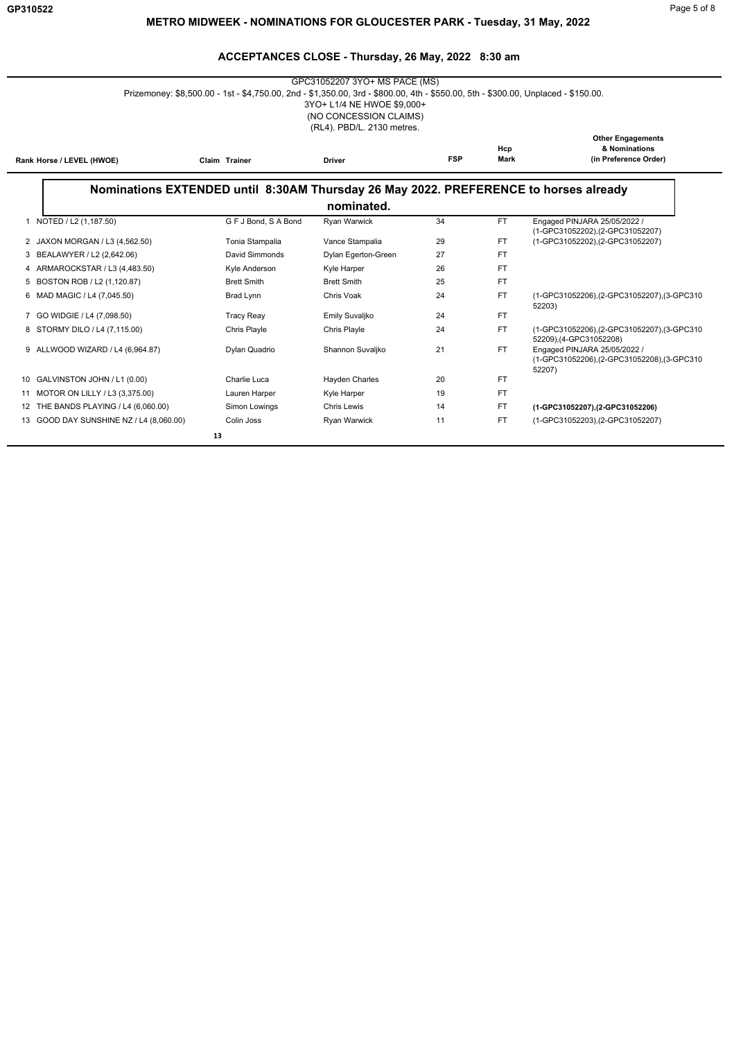## METRO MIDWEEK - NOMINATIONS FOR GLOUCESTER PARK - Tuesday, 31 May, 2022

### ACCEPTANCES CLOSE - Thursday, 26 May, 2022 8:30 am

GPC31052207 3YO+ MS PACE (MS)
Prizemoney: $8,500.00 - 1st - $4,750.00, 2nd - $1,350.00, 3rd - $800.00, 4th - $550.00, 5th - $300.00, Unplaced - $150.00.
3YO+ L1/4 NE HWOE $9,000+
(NO CONCESSION CLAIMS)
(RL4). PBD/L. 2130 metres.

**Nominations EXTENDED until 8:30AM Thursday 26 May 2022. PREFERENCE to horses already nominated.**

| Rank | Horse / LEVEL (HWOE) | Claim | Trainer | Driver | FSP | Hcp Mark | Other Engagements & Nominations (in Preference Order) |
|---|---|---|---|---|---|---|---|
| 1 | NOTED / L2 (1,187.50) | | G F J Bond, S A Bond | Ryan Warwick | 34 | FT | Engaged PINJARA 25/05/2022 / (1-GPC31052202),(2-GPC31052207) |
| 2 | JAXON MORGAN / L3 (4,562.50) | | Tonia Stampalia | Vance Stampalia | 29 | FT | (1-GPC31052202),(2-GPC31052207) |
| 3 | BEALAWYER / L2 (2,642.06) | | David Simmonds | Dylan Egerton-Green | 27 | FT | |
| 4 | ARMAROCKSTAR / L3 (4,483.50) | | Kyle Anderson | Kyle Harper | 26 | FT | |
| 5 | BOSTON ROB / L2 (1,120.87) | | Brett Smith | Brett Smith | 25 | FT | |
| 6 | MAD MAGIC / L4 (7,045.50) | | Brad Lynn | Chris Voak | 24 | FT | (1-GPC31052206),(2-GPC31052207),(3-GPC31052203) |
| 7 | GO WIDGIE / L4 (7,098.50) | | Tracy Reay | Emily Suvaljko | 24 | FT | |
| 8 | STORMY DILO / L4 (7,115.00) | | Chris Playle | Chris Playle | 24 | FT | (1-GPC31052206),(2-GPC31052207),(3-GPC31052209),(4-GPC31052208) |
| 9 | ALLWOOD WIZARD / L4 (6,964.87) | | Dylan Quadrio | Shannon Suvaljko | 21 | FT | Engaged PINJARA 25/05/2022 / (1-GPC31052206),(2-GPC31052208),(3-GPC31052207) |
| 10 | GALVINSTON JOHN / L1 (0.00) | | Charlie Luca | Hayden Charles | 20 | FT | |
| 11 | MOTOR ON LILLY / L3 (3,375.00) | | Lauren Harper | Kyle Harper | 19 | FT | |
| 12 | THE BANDS PLAYING / L4 (6,060.00) | | Simon Lowings | Chris Lewis | 14 | FT | **(1-GPC31052207),(2-GPC31052206)** |
| 13 | GOOD DAY SUNSHINE NZ / L4 (8,060.00) | | Colin Joss | Ryan Warwick | 11 | FT | (1-GPC31052203),(2-GPC31052207) |

13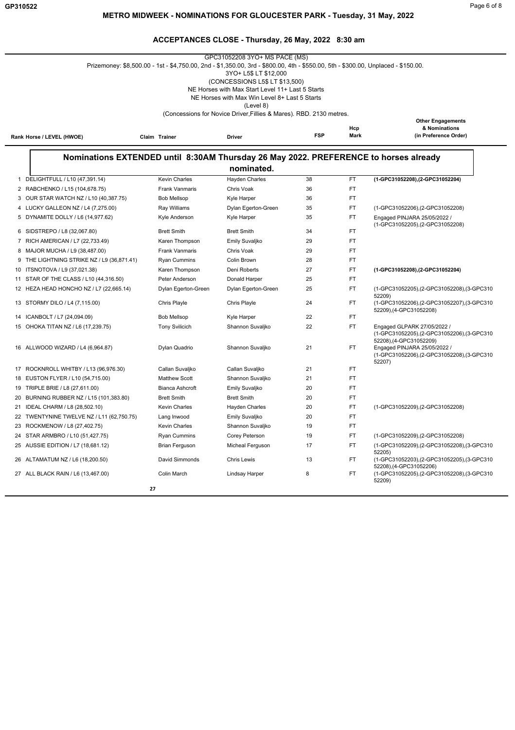# METRO MIDWEEK - NOMINATIONS FOR GLOUCESTER PARK - Tuesday, 31 May, 2022

## ACCEPTANCES CLOSE - Thursday, 26 May, 2022 8:30 am

GPC31052208 3YO+ MS PACE (MS)
Prizemoney: $8,500.00 - 1st - $4,750.00, 2nd - $1,350.00, 3rd - $800.00, 4th - $550.00, 5th - $300.00, Unplaced - $150.00.
3YO+ L5$ LT $12,000
(CONCESSIONS L5$ LT $13,500)
NE Horses with Max Start Level 11+ Last 5 Starts
NE Horses with Max Win Level 8+ Last 5 Starts
(Level 8)
(Concessions for Novice Driver,Fillies & Mares). RBD. 2130 metres.

**Nominations EXTENDED until 8:30AM Thursday 26 May 2022. PREFERENCE to horses already nominated.**

| Rank | Horse / LEVEL (HWOE) | Claim | Trainer | Driver | FSP | Hcp Mark | Other Engagements & Nominations (in Preference Order) |
|---|---|---|---|---|---|---|---|
| 1 | DELIGHTFULL / L10 (47,391.14) | | Kevin Charles | Hayden Charles | 38 | FT | **(1-GPC31052208),(2-GPC31052204)** |
| 2 | RABCHENKO / L15 (104,678.75) | | Frank Vanmaris | Chris Voak | 36 | FT | |
| 3 | OUR STAR WATCH NZ / L10 (40,387.75) | | Bob Mellsop | Kyle Harper | 36 | FT | |
| 4 | LUCKY GALLEON NZ / L4 (7,275.00) | | Ray Williams | Dylan Egerton-Green | 35 | FT | (1-GPC31052206),(2-GPC31052208) |
| 5 | DYNAMITE DOLLY / L6 (14,977.62) | | Kyle Anderson | Kyle Harper | 35 | FT | Engaged PINJARA 25/05/2022 / (1-GPC31052205),(2-GPC31052208) |
| 6 | SIDSTREPO / L8 (32,067.80) | | Brett Smith | Brett Smith | 34 | FT | |
| 7 | RICH AMERICAN / L7 (22,733.49) | | Karen Thompson | Emily Suvaljko | 29 | FT | |
| 8 | MAJOR MUCHA / L9 (38,487.00) | | Frank Vanmaris | Chris Voak | 29 | FT | |
| 9 | THE LIGHTNING STRIKE NZ / L9 (36,871.41) | | Ryan Cummins | Colin Brown | 28 | FT | |
| 10 | ITSNOTOVA / L9 (37,021.38) | | Karen Thompson | Deni Roberts | 27 | FT | **(1-GPC31052208),(2-GPC31052204)** |
| 11 | STAR OF THE CLASS / L10 (44,316.50) | | Peter Anderson | Donald Harper | 25 | FT | |
| 12 | HEZA HEAD HONCHO NZ / L7 (22,665.14) | | Dylan Egerton-Green | Dylan Egerton-Green | 25 | FT | (1-GPC31052205),(2-GPC31052208),(3-GPC31052209) |
| 13 | STORMY DILO / L4 (7,115.00) | | Chris Playle | Chris Playle | 24 | FT | (1-GPC31052206),(2-GPC31052207),(3-GPC31052209),(4-GPC31052208) |
| 14 | ICANBOLT / L7 (24,094.09) | | Bob Mellsop | Kyle Harper | 22 | FT | |
| 15 | OHOKA TITAN NZ / L6 (17,239.75) | | Tony Svilicich | Shannon Suvaljko | 22 | FT | Engaged GLPARK 27/05/2022 / (1-GPC31052205),(2-GPC31052206),(3-GPC31052208),(4-GPC31052209) |
| 16 | ALLWOOD WIZARD / L4 (6,964.87) | | Dylan Quadrio | Shannon Suvaljko | 21 | FT | Engaged PINJARA 25/05/2022 / (1-GPC31052206),(2-GPC31052208),(3-GPC31052207) |
| 17 | ROCKNROLL WHITBY / L13 (96,976.30) | | Callan Suvaljko | Callan Suvaljko | 21 | FT | |
| 18 | EUSTON FLYER / L10 (54,715.00) | | Matthew Scott | Shannon Suvaljko | 21 | FT | |
| 19 | TRIPLE BRIE / L8 (27,611.00) | | Bianca Ashcroft | Emily Suvaljko | 20 | FT | |
| 20 | BURNING RUBBER NZ / L15 (101,383.80) | | Brett Smith | Brett Smith | 20 | FT | |
| 21 | IDEAL CHARM / L8 (28,502.10) | | Kevin Charles | Hayden Charles | 20 | FT | (1-GPC31052209),(2-GPC31052208) |
| 22 | TWENTYNINE TWELVE NZ / L11 (62,750.75) | | Lang Inwood | Emily Suvaljko | 20 | FT | |
| 23 | ROCKMENOW / L8 (27,402.75) | | Kevin Charles | Shannon Suvaljko | 19 | FT | |
| 24 | STAR ARMBRO / L10 (51,427.75) | | Ryan Cummins | Corey Peterson | 19 | FT | (1-GPC31052209),(2-GPC31052208) |
| 25 | AUSSIE EDITION / L7 (18,681.12) | | Brian Ferguson | Micheal Ferguson | 17 | FT | (1-GPC31052209),(2-GPC31052208),(3-GPC31052205) |
| 26 | ALTAMATUM NZ / L6 (18,200.50) | | David Simmonds | Chris Lewis | 13 | FT | (1-GPC31052203),(2-GPC31052205),(3-GPC31052208),(4-GPC31052206) |
| 27 | ALL BLACK RAIN / L6 (13,467.00) | | Colin March | Lindsay Harper | 8 | FT | (1-GPC31052205),(2-GPC31052208),(3-GPC31052209) |

27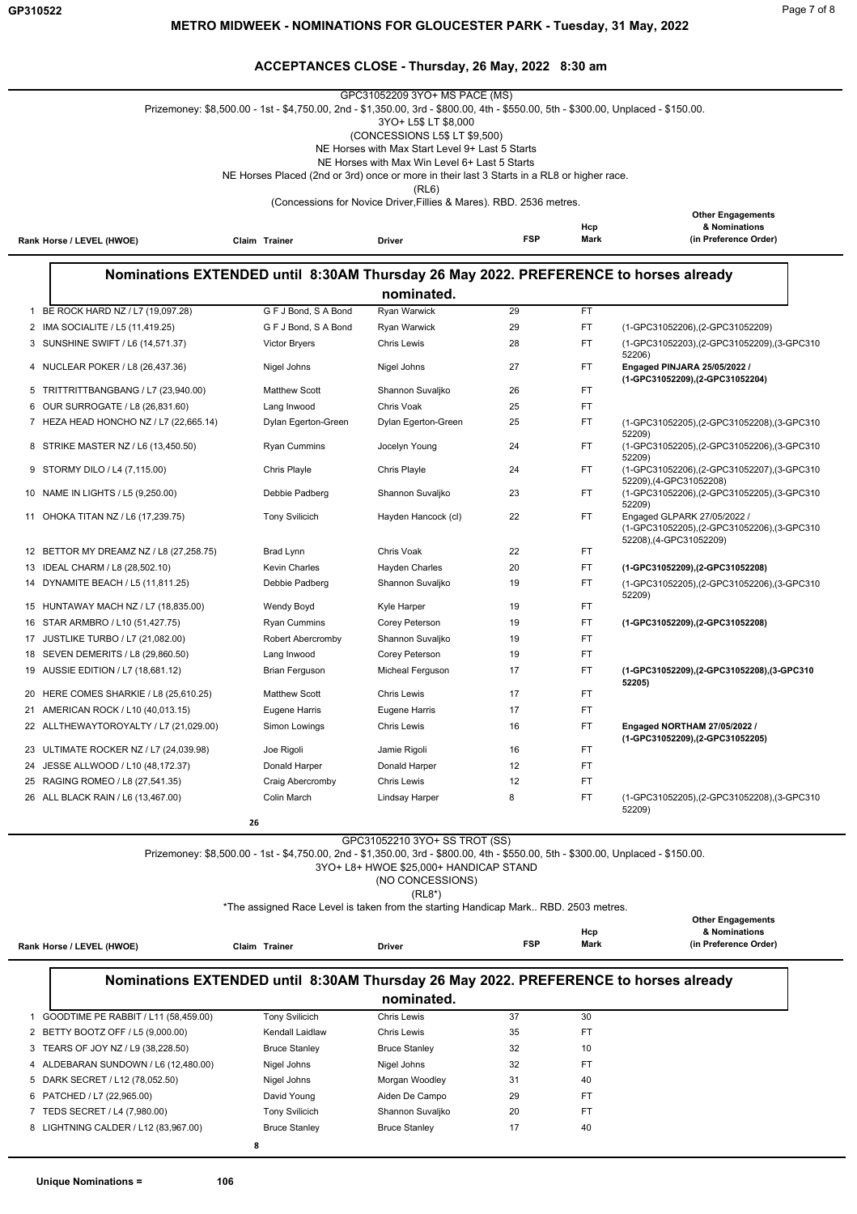**METRO MIDWEEK - NOMINATIONS FOR GLOUCESTER PARK - Tuesday, 31 May, 2022**

**ACCEPTANCES CLOSE - Thursday, 26 May, 2022 8:30 am**

GPC31052209 3YO+ MS PACE (MS)

Prizemoney: $8,500.00 - 1st - $4,750.00, 2nd - $1,350.00, 3rd - $800.00, 4th - $550.00, 5th - $300.00, Unplaced - $150.00.

3YO+ L5$ LT $8,000

(CONCESSIONS L5$ LT $9,500)

NE Horses with Max Start Level 9+ Last 5 Starts

NE Horses with Max Win Level 6+ Last 5 Starts

NE Horses Placed (2nd or 3rd) once or more in their last 3 Starts in a RL8 or higher race.

(RL6)

(Concessions for Novice Driver,Fillies & Mares). RBD. 2536 metres.

**Nominations EXTENDED until 8:30AM Thursday 26 May 2022. PREFERENCE to horses already nominated.**

| Rank | Horse / LEVEL (HWOE) | Claim | Trainer | Driver | FSP | Hcp Mark | Other Engagements & Nominations (in Preference Order) |
|---|---|---|---|---|---|---|---|
| 1 | BE ROCK HARD NZ / L7 (19,097.28) | | G F J Bond, S A Bond | Ryan Warwick | 29 | FT | |
| 2 | IMA SOCIALITE / L5 (11,419.25) | | G F J Bond, S A Bond | Ryan Warwick | 29 | FT | (1-GPC31052206),(2-GPC31052209) |
| 3 | SUNSHINE SWIFT / L6 (14,571.37) | | Victor Bryers | Chris Lewis | 28 | FT | (1-GPC31052203),(2-GPC31052209),(3-GPC31052206) |
| 4 | NUCLEAR POKER / L8 (26,437.36) | | Nigel Johns | Nigel Johns | 27 | FT | **Engaged PINJARA 25/05/2022 / (1-GPC31052209),(2-GPC31052204)** |
| 5 | TRITTRITTBANGBANG / L7 (23,940.00) | | Matthew Scott | Shannon Suvaljko | 26 | FT | |
| 6 | OUR SURROGATE / L8 (26,831.60) | | Lang Inwood | Chris Voak | 25 | FT | |
| 7 | HEZA HEAD HONCHO NZ / L7 (22,665.14) | | Dylan Egerton-Green | Dylan Egerton-Green | 25 | FT | (1-GPC31052205),(2-GPC31052208),(3-GPC31052209) |
| 8 | STRIKE MASTER NZ / L6 (13,450.50) | | Ryan Cummins | Jocelyn Young | 24 | FT | (1-GPC31052205),(2-GPC31052206),(3-GPC31052209) |
| 9 | STORMY DILO / L4 (7,115.00) | | Chris Playle | Chris Playle | 24 | FT | (1-GPC31052206),(2-GPC31052207),(3-GPC31052209),(4-GPC31052208) |
| 10 | NAME IN LIGHTS / L5 (9,250.00) | | Debbie Padberg | Shannon Suvaljko | 23 | FT | (1-GPC31052206),(2-GPC31052205),(3-GPC31052209) |
| 11 | OHOKA TITAN NZ / L6 (17,239.75) | | Tony Svilicich | Hayden Hancock (cl) | 22 | FT | Engaged GLPARK 27/05/2022 / (1-GPC31052205),(2-GPC31052206),(3-GPC31052208),(4-GPC31052209) |
| 12 | BETTOR MY DREAMZ NZ / L8 (27,258.75) | | Brad Lynn | Chris Voak | 22 | FT | |
| 13 | IDEAL CHARM / L8 (28,502.10) | | Kevin Charles | Hayden Charles | 20 | FT | **(1-GPC31052209),(2-GPC31052208)** |
| 14 | DYNAMITE BEACH / L5 (11,811.25) | | Debbie Padberg | Shannon Suvaljko | 19 | FT | (1-GPC31052205),(2-GPC31052206),(3-GPC31052209) |
| 15 | HUNTAWAY MACH NZ / L7 (18,835.00) | | Wendy Boyd | Kyle Harper | 19 | FT | |
| 16 | STAR ARMBRO / L10 (51,427.75) | | Ryan Cummins | Corey Peterson | 19 | FT | **(1-GPC31052209),(2-GPC31052208)** |
| 17 | JUSTLIKE TURBO / L7 (21,082.00) | | Robert Abercromby | Shannon Suvaljko | 19 | FT | |
| 18 | SEVEN DEMERITS / L8 (29,860.50) | | Lang Inwood | Corey Peterson | 19 | FT | |
| 19 | AUSSIE EDITION / L7 (18,681.12) | | Brian Ferguson | Micheal Ferguson | 17 | FT | **(1-GPC31052209),(2-GPC31052208),(3-GPC31052205)** |
| 20 | HERE COMES SHARKIE / L8 (25,610.25) | | Matthew Scott | Chris Lewis | 17 | FT | |
| 21 | AMERICAN ROCK / L10 (40,013.15) | | Eugene Harris | Eugene Harris | 17 | FT | |
| 22 | ALLTHEWAYTOROYALTY / L7 (21,029.00) | | Simon Lowings | Chris Lewis | 16 | FT | **Engaged NORTHAM 27/05/2022 / (1-GPC31052209),(2-GPC31052205)** |
| 23 | ULTIMATE ROCKER NZ / L7 (24,039.98) | | Joe Rigoli | Jamie Rigoli | 16 | FT | |
| 24 | JESSE ALLWOOD / L10 (48,172.37) | | Donald Harper | Donald Harper | 12 | FT | |
| 25 | RAGING ROMEO / L8 (27,541.35) | | Craig Abercromby | Chris Lewis | 12 | FT | |
| 26 | ALL BLACK RAIN / L6 (13,467.00) | | Colin March | Lindsay Harper | 8 | FT | (1-GPC31052205),(2-GPC31052208),(3-GPC31052209) |

26

GPC31052210 3YO+ SS TROT (SS)

Prizemoney: $8,500.00 - 1st - $4,750.00, 2nd - $1,350.00, 3rd - $800.00, 4th - $550.00, 5th - $300.00, Unplaced - $150.00.

3YO+ L8+ HWOE $25,000+ HANDICAP STAND

(NO CONCESSIONS)

(RL8*)

*The assigned Race Level is taken from the starting Handicap Mark.. RBD. 2503 metres.

**Nominations EXTENDED until 8:30AM Thursday 26 May 2022. PREFERENCE to horses already nominated.**

| Rank | Horse / LEVEL (HWOE) | Claim | Trainer | Driver | FSP | Hcp Mark | Other Engagements & Nominations (in Preference Order) |
|---|---|---|---|---|---|---|---|
| 1 | GOODTIME PE RABBIT / L11 (58,459.00) | | Tony Svilicich | Chris Lewis | 37 | 30 | |
| 2 | BETTY BOOTZ OFF / L5 (9,000.00) | | Kendall Laidlaw | Chris Lewis | 35 | FT | |
| 3 | TEARS OF JOY NZ / L9 (38,228.50) | | Bruce Stanley | Bruce Stanley | 32 | 10 | |
| 4 | ALDEBARAN SUNDOWN / L6 (12,480.00) | | Nigel Johns | Nigel Johns | 32 | FT | |
| 5 | DARK SECRET / L12 (78,052.50) | | Nigel Johns | Morgan Woodley | 31 | 40 | |
| 6 | PATCHED / L7 (22,965.00) | | David Young | Aiden De Campo | 29 | FT | |
| 7 | TEDS SECRET / L4 (7,980.00) | | Tony Svilicich | Shannon Suvaljko | 20 | FT | |
| 8 | LIGHTNING CALDER / L12 (83,967.00) | | Bruce Stanley | Bruce Stanley | 17 | 40 | |

8

**Unique Nominations = 106**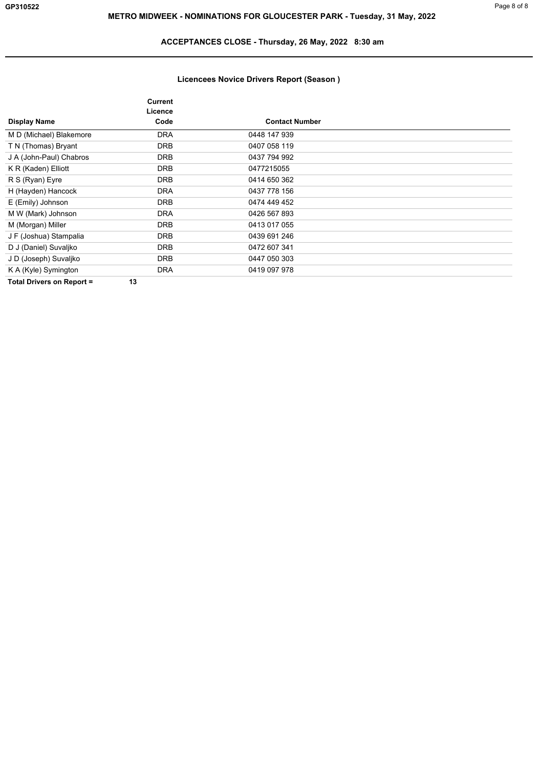## METRO MIDWEEK - NOMINATIONS FOR GLOUCESTER PARK - Tuesday, 31 May, 2022

### ACCEPTANCES CLOSE - Thursday, 26 May, 2022 8:30 am

### Licencees Novice Drivers Report (Season )

| Display Name | Current Licence Code | Contact Number |
|---|---|---|
| M D (Michael) Blakemore | DRA | 0448 147 939 |
| T N (Thomas) Bryant | DRB | 0407 058 119 |
| J A (John-Paul) Chabros | DRB | 0437 794 992 |
| K R (Kaden) Elliott | DRB | 0477215055 |
| R S (Ryan) Eyre | DRB | 0414 650 362 |
| H (Hayden) Hancock | DRA | 0437 778 156 |
| E (Emily) Johnson | DRB | 0474 449 452 |
| M W (Mark) Johnson | DRA | 0426 567 893 |
| M (Morgan) Miller | DRB | 0413 017 055 |
| J F (Joshua) Stampalia | DRB | 0439 691 246 |
| D J (Daniel) Suvaljko | DRB | 0472 607 341 |
| J D (Joseph) Suvaljko | DRB | 0447 050 303 |
| K A (Kyle) Symington | DRA | 0419 097 978 |

**Total Drivers on Report = 13**